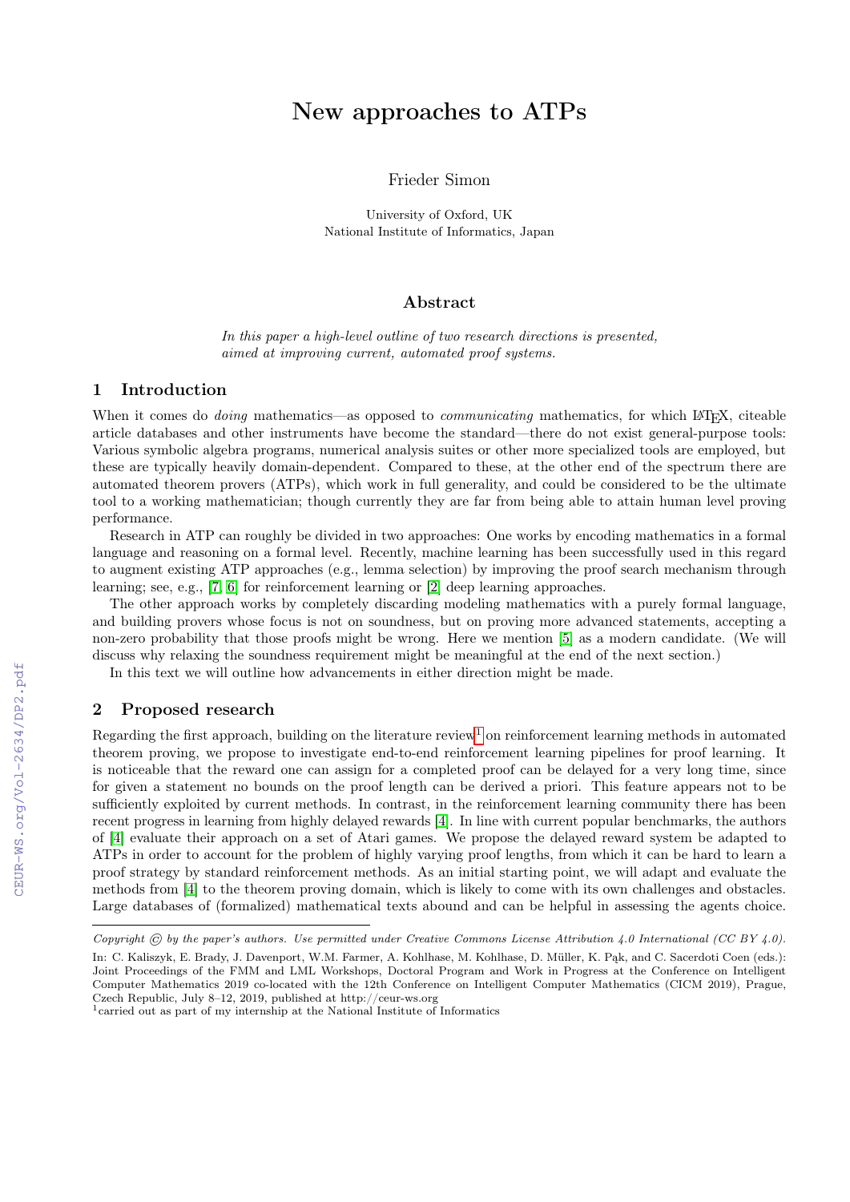# New approaches to ATPs

Frieder Simon

University of Oxford, UK
National Institute of Informatics, Japan

## Abstract

*In this paper a high-level outline of two research directions is presented, aimed at improving current, automated proof systems.*

## 1 Introduction

When it comes do *doing* mathematics—as opposed to *communicating* mathematics, for which LaTeX, citeable article databases and other instruments have become the standard—there do not exist general-purpose tools: Various symbolic algebra programs, numerical analysis suites or other more specialized tools are employed, but these are typically heavily domain-dependent. Compared to these, at the other end of the spectrum there are automated theorem provers (ATPs), which work in full generality, and could be considered to be the ultimate tool to a working mathematician; though currently they are far from being able to attain human level proving performance.

Research in ATP can roughly be divided in two approaches: One works by encoding mathematics in a formal language and reasoning on a formal level. Recently, machine learning has been successfully used in this regard to augment existing ATP approaches (e.g., lemma selection) by improving the proof search mechanism through learning; see, e.g., [7, 6] for reinforcement learning or [2] deep learning approaches.

The other approach works by completely discarding modeling mathematics with a purely formal language, and building provers whose focus is not on soundness, but on proving more advanced statements, accepting a non-zero probability that those proofs might be wrong. Here we mention [5] as a modern candidate. (We will discuss why relaxing the soundness requirement might be meaningful at the end of the next section.)

In this text we will outline how advancements in either direction might be made.

## 2 Proposed research

Regarding the first approach, building on the literature review[1] on reinforcement learning methods in automated theorem proving, we propose to investigate end-to-end reinforcement learning pipelines for proof learning. It is noticeable that the reward one can assign for a completed proof can be delayed for a very long time, since for given a statement no bounds on the proof length can be derived a priori. This feature appears not to be sufficiently exploited by current methods. In contrast, in the reinforcement learning community there has been recent progress in learning from highly delayed rewards [4]. In line with current popular benchmarks, the authors of [4] evaluate their approach on a set of Atari games. We propose the delayed reward system be adapted to ATPs in order to account for the problem of highly varying proof lengths, from which it can be hard to learn a proof strategy by standard reinforcement methods. As an initial starting point, we will adapt and evaluate the methods from [4] to the theorem proving domain, which is likely to come with its own challenges and obstacles. Large databases of (formalized) mathematical texts abound and can be helpful in assessing the agents choice.

*Copyright © by the paper's authors. Use permitted under Creative Commons License Attribution 4.0 International (CC BY 4.0).*

In: C. Kaliszyk, E. Brady, J. Davenport, W.M. Farmer, A. Kohlhase, M. Kohlhase, D. Müller, K. Pąk, and C. Sacerdoti Coen (eds.): Joint Proceedings of the FMM and LML Workshops, Doctoral Program and Work in Progress at the Conference on Intelligent Computer Mathematics 2019 co-located with the 12th Conference on Intelligent Computer Mathematics (CICM 2019), Prague, Czech Republic, July 8–12, 2019, published at http://ceur-ws.org

[1] carried out as part of my internship at the National Institute of Informatics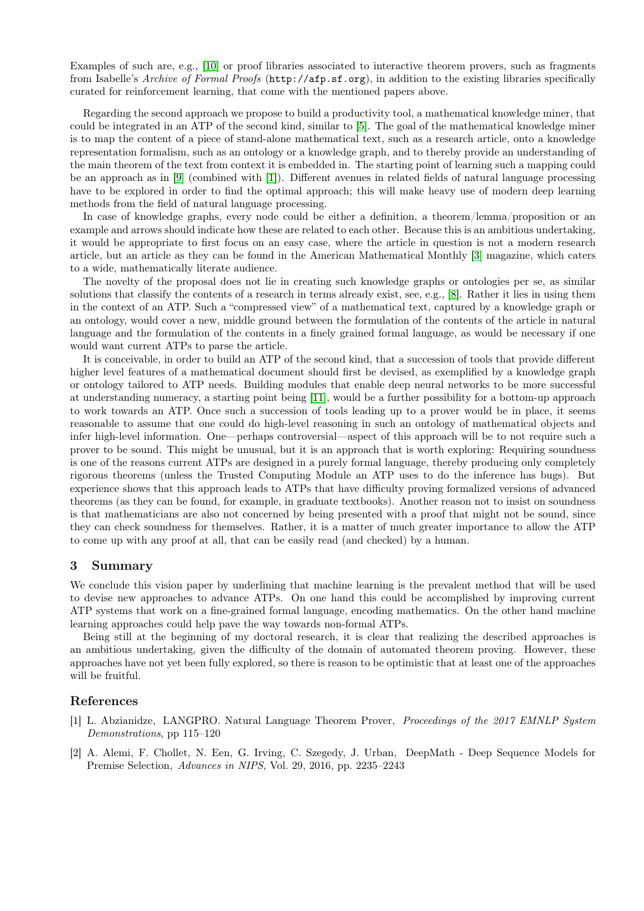Examples of such are, e.g., [10] or proof libraries associated to interactive theorem provers, such as fragments from Isabelle's *Archive of Formal Proofs* (`http://afp.sf.org`), in addition to the existing libraries specifically curated for reinforcement learning, that come with the mentioned papers above.

Regarding the second approach we propose to build a productivity tool, a mathematical knowledge miner, that could be integrated in an ATP of the second kind, similar to [5]. The goal of the mathematical knowledge miner is to map the content of a piece of stand-alone mathematical text, such as a research article, onto a knowledge representation formalism, such as an ontology or a knowledge graph, and to thereby provide an understanding of the main theorem of the text from context it is embedded in. The starting point of learning such a mapping could be an approach as in [9] (combined with [1]). Different avenues in related fields of natural language processing have to be explored in order to find the optimal approach; this will make heavy use of modern deep learning methods from the field of natural language processing.

In case of knowledge graphs, every node could be either a definition, a theorem/lemma/proposition or an example and arrows should indicate how these are related to each other. Because this is an ambitious undertaking, it would be appropriate to first focus on an easy case, where the article in question is not a modern research article, but an article as they can be found in the American Mathematical Monthly [3] magazine, which caters to a wide, mathematically literate audience.

The novelty of the proposal does not lie in creating such knowledge graphs or ontologies per se, as similar solutions that classify the contents of a research in terms already exist, see, e.g., [8]. Rather it lies in using them in the context of an ATP. Such a "compressed view" of a mathematical text, captured by a knowledge graph or an ontology, would cover a new, middle ground between the formulation of the contents of the article in natural language and the formulation of the contents in a finely grained formal language, as would be necessary if one would want current ATPs to parse the article.

It is conceivable, in order to build an ATP of the second kind, that a succession of tools that provide different higher level features of a mathematical document should first be devised, as exemplified by a knowledge graph or ontology tailored to ATP needs. Building modules that enable deep neural networks to be more successful at understanding numeracy, a starting point being [11], would be a further possibility for a bottom-up approach to work towards an ATP. Once such a succession of tools leading up to a prover would be in place, it seems reasonable to assume that one could do high-level reasoning in such an ontology of mathematical objects and infer high-level information. One—perhaps controversial—aspect of this approach will be to not require such a prover to be sound. This might be unusual, but it is an approach that is worth exploring: Requiring soundness is one of the reasons current ATPs are designed in a purely formal language, thereby producing only completely rigorous theorems (unless the Trusted Computing Module an ATP uses to do the inference has bugs). But experience shows that this approach leads to ATPs that have difficulty proving formalized versions of advanced theorems (as they can be found, for example, in graduate textbooks). Another reason not to insist on soundness is that mathematicians are also not concerned by being presented with a proof that might not be sound, since they can check soundness for themselves. Rather, it is a matter of much greater importance to allow the ATP to come up with any proof at all, that can be easily read (and checked) by a human.

## 3 Summary

We conclude this vision paper by underlining that machine learning is the prevalent method that will be used to devise new approaches to advance ATPs. On one hand this could be accomplished by improving current ATP systems that work on a fine-grained formal language, encoding mathematics. On the other hand machine learning approaches could help pave the way towards non-formal ATPs.

Being still at the beginning of my doctoral research, it is clear that realizing the described approaches is an ambitious undertaking, given the difficulty of the domain of automated theorem proving. However, these approaches have not yet been fully explored, so there is reason to be optimistic that at least one of the approaches will be fruitful.

## References

[1] L. Abzianidze, LANGPRO. Natural Language Theorem Prover, *Proceedings of the 2017 EMNLP System Demonstrations*, pp 115–120

[2] A. Alemi, F. Chollet, N. Een, G. Irving, C. Szegedy, J. Urban, DeepMath - Deep Sequence Models for Premise Selection, *Advances in NIPS*, Vol. 29, 2016, pp. 2235–2243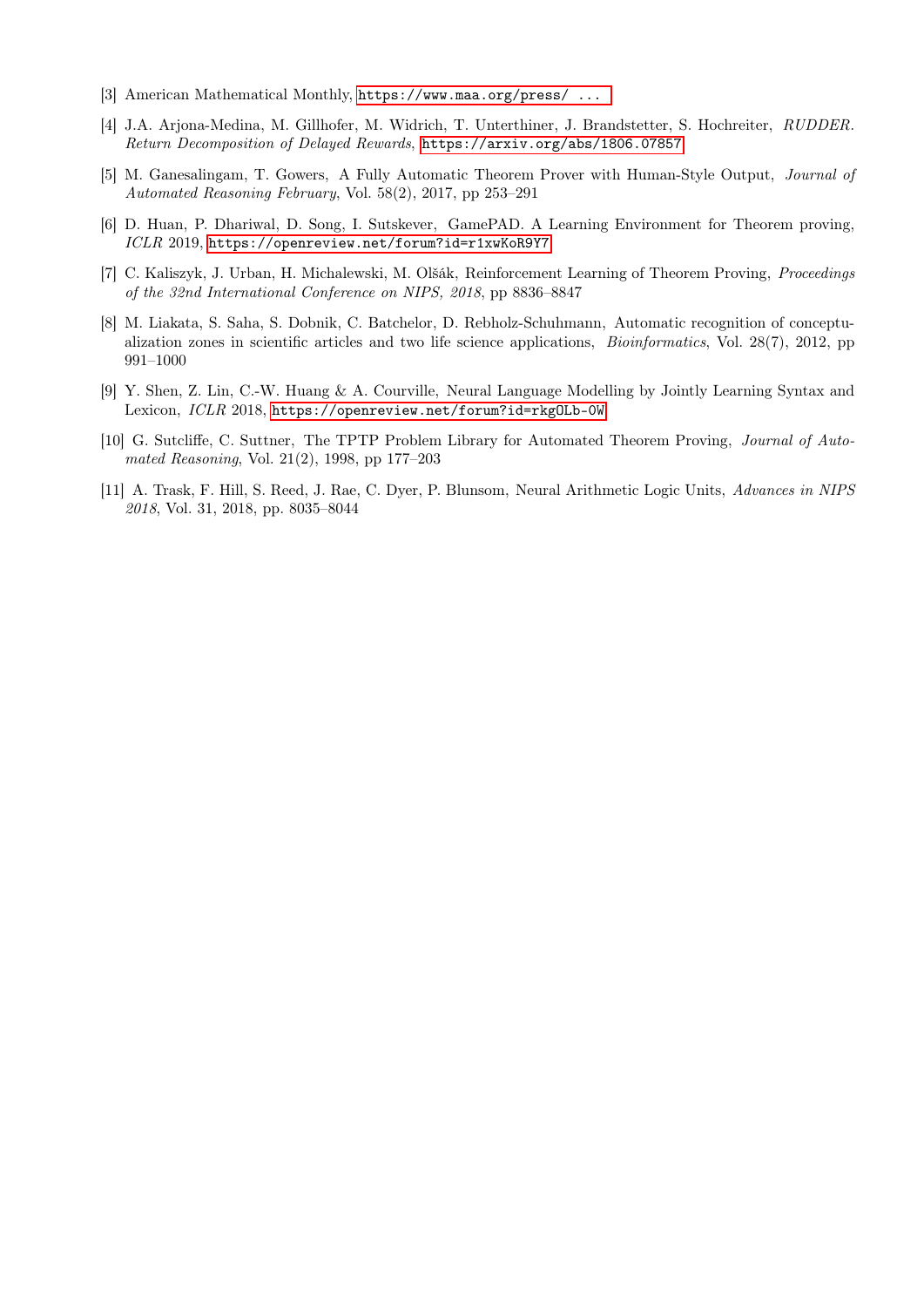[3] American Mathematical Monthly, https://www.maa.org/press/ ...

[4] J.A. Arjona-Medina, M. Gillhofer, M. Widrich, T. Unterthiner, J. Brandstetter, S. Hochreiter, *RUDDER. Return Decomposition of Delayed Rewards*, https://arxiv.org/abs/1806.07857

[5] M. Ganesalingam, T. Gowers, A Fully Automatic Theorem Prover with Human-Style Output, *Journal of Automated Reasoning February*, Vol. 58(2), 2017, pp 253–291

[6] D. Huan, P. Dhariwal, D. Song, I. Sutskever, GamePAD. A Learning Environment for Theorem proving, *ICLR* 2019, https://openreview.net/forum?id=r1xwKoR9Y7

[7] C. Kaliszyk, J. Urban, H. Michalewski, M. Olšák, Reinforcement Learning of Theorem Proving, *Proceedings of the 32nd International Conference on NIPS, 2018*, pp 8836–8847

[8] M. Liakata, S. Saha, S. Dobnik, C. Batchelor, D. Rebholz-Schuhmann, Automatic recognition of conceptualization zones in scientific articles and two life science applications, *Bioinformatics*, Vol. 28(7), 2012, pp 991–1000

[9] Y. Shen, Z. Lin, C.-W. Huang & A. Courville, Neural Language Modelling by Jointly Learning Syntax and Lexicon, *ICLR* 2018, https://openreview.net/forum?id=rkgOLb-0W

[10] G. Sutcliffe, C. Suttner, The TPTP Problem Library for Automated Theorem Proving, *Journal of Automated Reasoning*, Vol. 21(2), 1998, pp 177–203

[11] A. Trask, F. Hill, S. Reed, J. Rae, C. Dyer, P. Blunsom, Neural Arithmetic Logic Units, *Advances in NIPS 2018*, Vol. 31, 2018, pp. 8035–8044